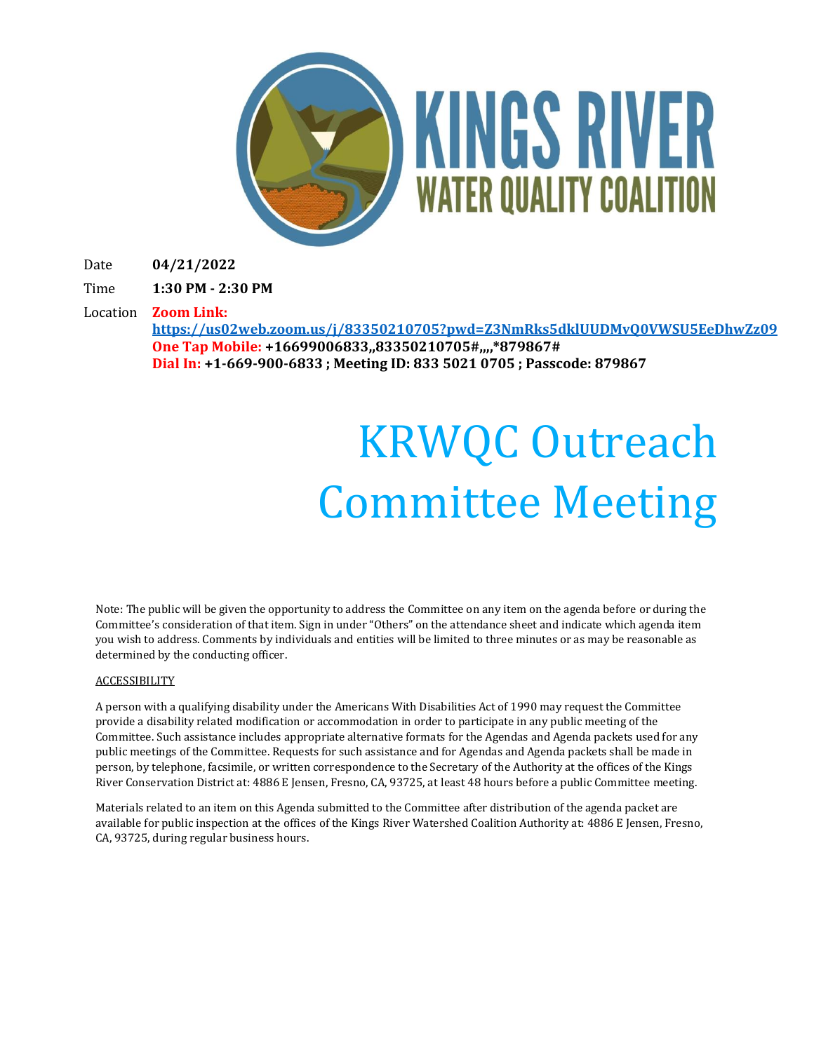KINGS RIVER
WATER QUALITY COALITION

Date **04/21/2022**

Time **1:30 PM - 2:30 PM**

Location **Zoom Link:**
**https://us02web.zoom.us/j/83350210705?pwd=Z3NmRks5dklUUDMvQ0VWSU5EeDhwZz09**
**One Tap Mobile: +16699006833,,83350210705#,,,,*879867#**
**Dial In: +1-669-900-6833 ; Meeting ID: 833 5021 0705 ; Passcode: 879867**

# KRWQC Outreach Committee Meeting

Note: The public will be given the opportunity to address the Committee on any item on the agenda before or during the Committee's consideration of that item. Sign in under "Others" on the attendance sheet and indicate which agenda item you wish to address. Comments by individuals and entities will be limited to three minutes or as may be reasonable as determined by the conducting officer.

ACCESSIBILITY

A person with a qualifying disability under the Americans With Disabilities Act of 1990 may request the Committee provide a disability related modification or accommodation in order to participate in any public meeting of the Committee. Such assistance includes appropriate alternative formats for the Agendas and Agenda packets used for any public meetings of the Committee. Requests for such assistance and for Agendas and Agenda packets shall be made in person, by telephone, facsimile, or written correspondence to the Secretary of the Authority at the offices of the Kings River Conservation District at: 4886 E Jensen, Fresno, CA, 93725, at least 48 hours before a public Committee meeting.

Materials related to an item on this Agenda submitted to the Committee after distribution of the agenda packet are available for public inspection at the offices of the Kings River Watershed Coalition Authority at: 4886 E Jensen, Fresno, CA, 93725, during regular business hours.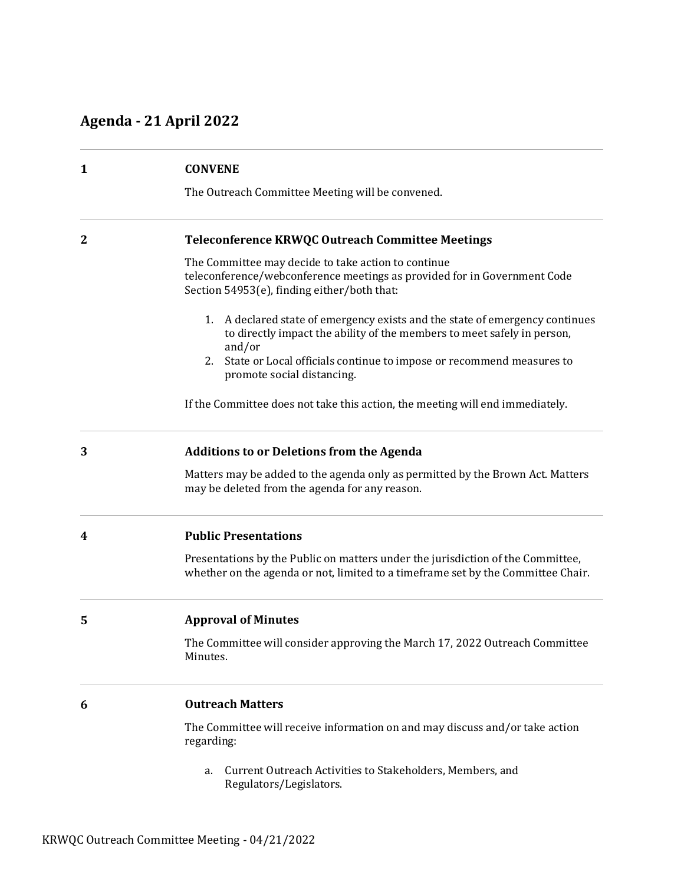## Agenda - 21 April 2022

**1** **CONVENE**

The Outreach Committee Meeting will be convened.

**2** **Teleconference KRWQC Outreach Committee Meetings**

The Committee may decide to take action to continue teleconference/webconference meetings as provided for in Government Code Section 54953(e), finding either/both that:

1. A declared state of emergency exists and the state of emergency continues to directly impact the ability of the members to meet safely in person, and/or
2. State or Local officials continue to impose or recommend measures to promote social distancing.

If the Committee does not take this action, the meeting will end immediately.

**3** **Additions to or Deletions from the Agenda**

Matters may be added to the agenda only as permitted by the Brown Act. Matters may be deleted from the agenda for any reason.

**4** **Public Presentations**

Presentations by the Public on matters under the jurisdiction of the Committee, whether on the agenda or not, limited to a timeframe set by the Committee Chair.

**5** **Approval of Minutes**

The Committee will consider approving the March 17, 2022 Outreach Committee Minutes.

**6** **Outreach Matters**

The Committee will receive information on and may discuss and/or take action regarding:

a. Current Outreach Activities to Stakeholders, Members, and Regulators/Legislators.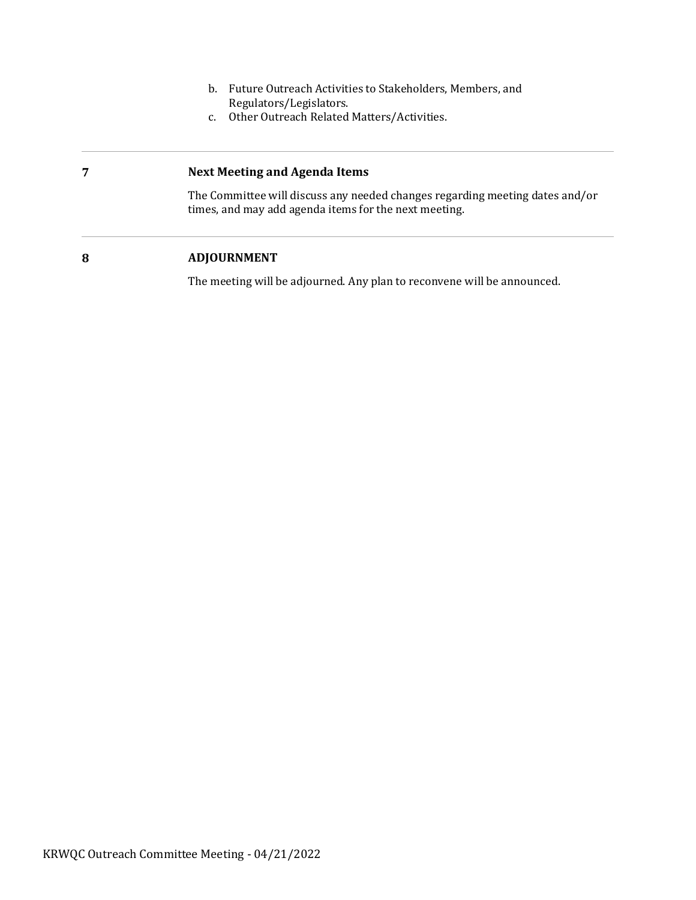b. Future Outreach Activities to Stakeholders, Members, and Regulators/Legislators.
c. Other Outreach Related Matters/Activities.

---

**7** **Next Meeting and Agenda Items**

The Committee will discuss any needed changes regarding meeting dates and/or times, and may add agenda items for the next meeting.

---

**8** **ADJOURNMENT**

The meeting will be adjourned. Any plan to reconvene will be announced.